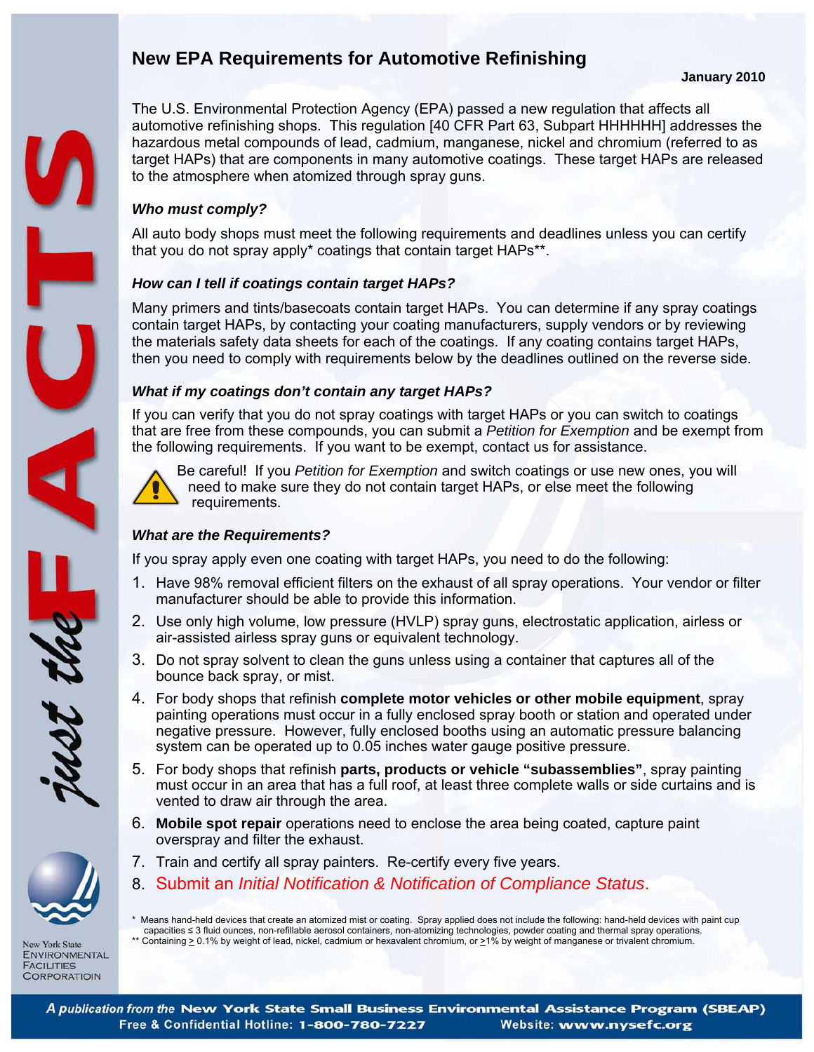# New EPA Requirements for Automotive Refinishing

**January 2010**

The U.S. Environmental Protection Agency (EPA) passed a new regulation that affects all automotive refinishing shops. This regulation [40 CFR Part 63, Subpart HHHHHH] addresses the hazardous metal compounds of lead, cadmium, manganese, nickel and chromium (referred to as target HAPs) that are components in many automotive coatings. These target HAPs are released to the atmosphere when atomized through spray guns.

### *Who must comply?*

All auto body shops must meet the following requirements and deadlines unless you can certify that you do not spray apply* coatings that contain target HAPs**.

### *How can I tell if coatings contain target HAPs?*

Many primers and tints/basecoats contain target HAPs. You can determine if any spray coatings contain target HAPs, by contacting your coating manufacturers, supply vendors or by reviewing the materials safety data sheets for each of the coatings. If any coating contains target HAPs, then you need to comply with requirements below by the deadlines outlined on the reverse side.

### *What if my coatings don't contain any target HAPs?*

If you can verify that you do not spray coatings with target HAPs or you can switch to coatings that are free from these compounds, you can submit a *Petition for Exemption* and be exempt from the following requirements. If you want to be exempt, contact us for assistance.

Be careful! If you *Petition for Exemption* and switch coatings or use new ones, you will need to make sure they do not contain target HAPs, or else meet the following requirements.

### *What are the Requirements?*

If you spray apply even one coating with target HAPs, you need to do the following:

1. Have 98% removal efficient filters on the exhaust of all spray operations. Your vendor or filter manufacturer should be able to provide this information.
2. Use only high volume, low pressure (HVLP) spray guns, electrostatic application, airless or air-assisted airless spray guns or equivalent technology.
3. Do not spray solvent to clean the guns unless using a container that captures all of the bounce back spray, or mist.
4. For body shops that refinish **complete motor vehicles or other mobile equipment**, spray painting operations must occur in a fully enclosed spray booth or station and operated under negative pressure. However, fully enclosed booths using an automatic pressure balancing system can be operated up to 0.05 inches water gauge positive pressure.
5. For body shops that refinish **parts, products or vehicle "subassemblies"**, spray painting must occur in an area that has a full roof, at least three complete walls or side curtains and is vented to draw air through the area.
6. **Mobile spot repair** operations need to enclose the area being coated, capture paint overspray and filter the exhaust.
7. Train and certify all spray painters. Re-certify every five years.
8. Submit an *Initial Notification & Notification of Compliance Status*.

\* Means hand-held devices that create an atomized mist or coating. Spray applied does not include the following: hand-held devices with paint cup capacities ≤ 3 fluid ounces, non-refillable aerosol containers, non-atomizing technologies, powder coating and thermal spray operations.

\*\* Containing ≥ 0.1% by weight of lead, nickel, cadmium or hexavalent chromium, or ≥1% by weight of manganese or trivalent chromium.

*just the* FACTS

New York State Environmental Facilities Corporation

*A publication from the* **New York State Small Business Environmental Assistance Program (SBEAP)**
Free & Confidential Hotline: 1-800-780-7227 Website: www.nysefc.org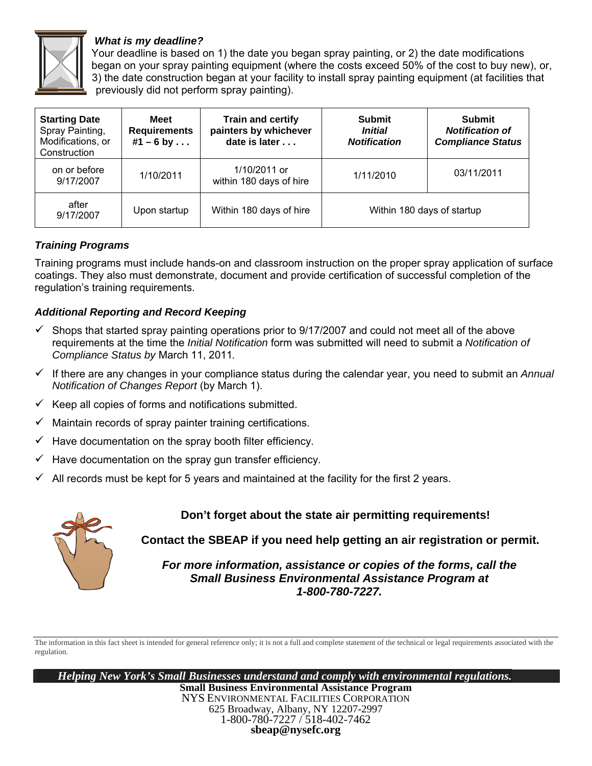### *What is my deadline?*

Your deadline is based on 1) the date you began spray painting, or 2) the date modifications began on your spray painting equipment (where the costs exceed 50% of the cost to buy new), or, 3) the date construction began at your facility to install spray painting equipment (at facilities that previously did not perform spray painting).

| **Starting Date** Spray Painting, Modifications, or Construction | **Meet Requirements #1 – 6 by . . .** | **Train and certify painters by whichever date is later . . .** | **Submit *Initial Notification*** | **Submit *Notification of Compliance Status*** |
|---|---|---|---|---|
| on or before 9/17/2007 | 1/10/2011 | 1/10/2011 or within 180 days of hire | 1/11/2010 | 03/11/2011 |
| after 9/17/2007 | Upon startup | Within 180 days of hire | Within 180 days of startup | |

### *Training Programs*

Training programs must include hands-on and classroom instruction on the proper spray application of surface coatings. They also must demonstrate, document and provide certification of successful completion of the regulation's training requirements.

### *Additional Reporting and Record Keeping*

- ✓ Shops that started spray painting operations prior to 9/17/2007 and could not meet all of the above requirements at the time the *Initial Notification* form was submitted will need to submit a *Notification of Compliance Status by* March 11, 2011*.*
- ✓ If there are any changes in your compliance status during the calendar year, you need to submit an *Annual Notification of Changes Report* (by March 1).
- ✓ Keep all copies of forms and notifications submitted.
- ✓ Maintain records of spray painter training certifications.
- ✓ Have documentation on the spray booth filter efficiency.
- ✓ Have documentation on the spray gun transfer efficiency.
- ✓ All records must be kept for 5 years and maintained at the facility for the first 2 years.

**Don't forget about the state air permitting requirements!**

**Contact the SBEAP if you need help getting an air registration or permit.**

***For more information, assistance or copies of the forms, call the Small Business Environmental Assistance Program at 1-800-780-7227.***

The information in this fact sheet is intended for general reference only; it is not a full and complete statement of the technical or legal requirements associated with the regulation.

***Helping New York's Small Businesses understand and comply with environmental regulations.***

**Small Business Environmental Assistance Program**
NYS ENVIRONMENTAL FACILITIES CORPORATION
625 Broadway, Albany, NY 12207-2997
1-800-780-7227 / 518-402-7462
**sbeap@nysefc.org**